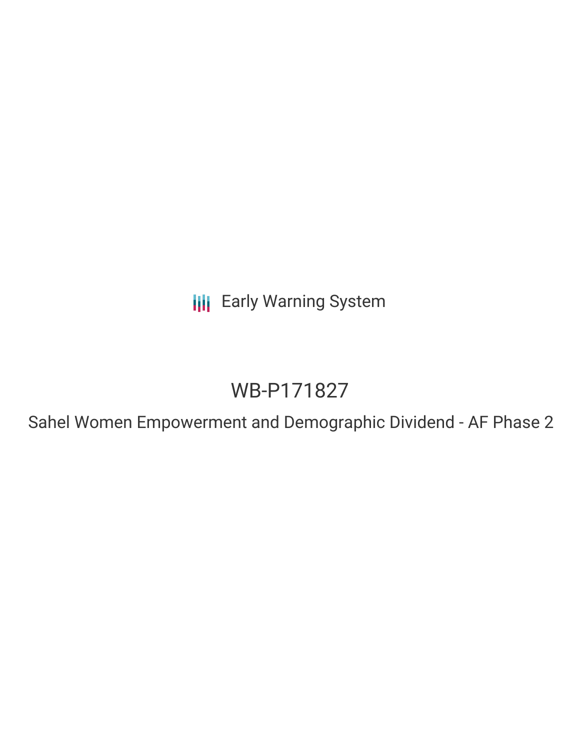Early Warning System

# WB-P171827

## Sahel Women Empowerment and Demographic Dividend - AF Phase 2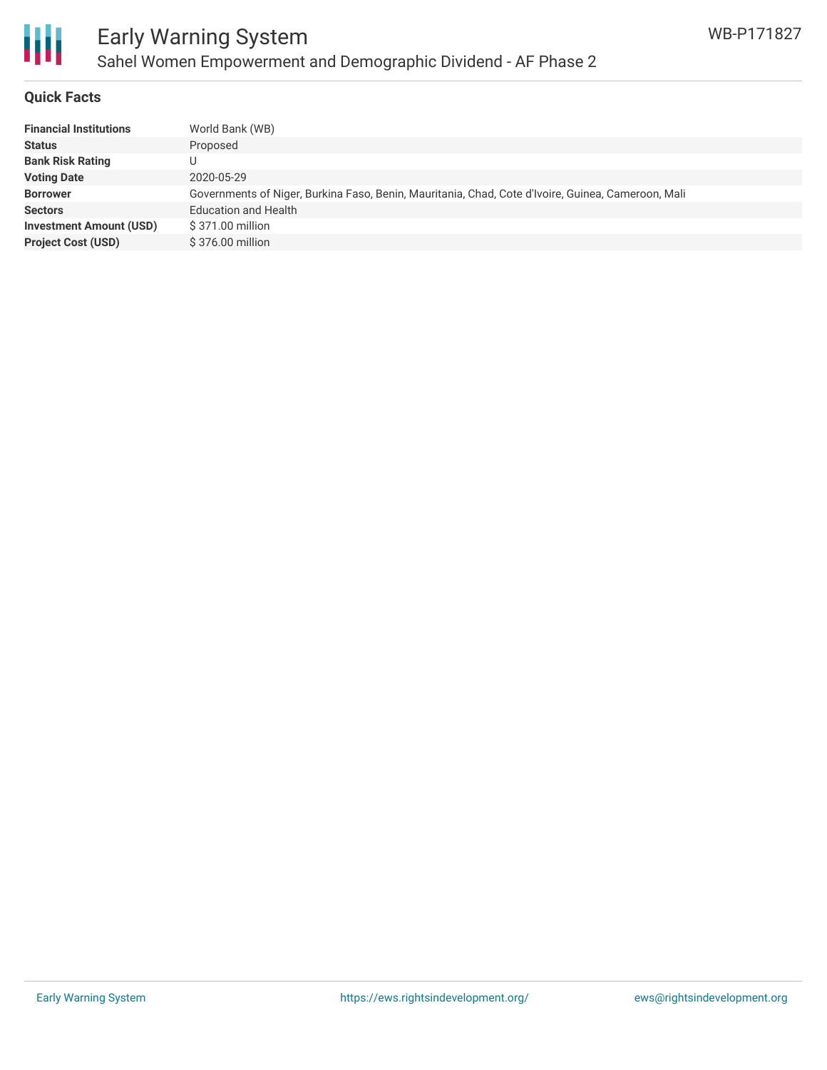# Early Warning System

## Sahel Women Empowerment and Demographic Dividend - AF Phase 2

WB-P171827

### Quick Facts

| | |
|---|---|
| **Financial Institutions** | World Bank (WB) |
| **Status** | Proposed |
| **Bank Risk Rating** | U |
| **Voting Date** | 2020-05-29 |
| **Borrower** | Governments of Niger, Burkina Faso, Benin, Mauritania, Chad, Cote d'Ivoire, Guinea, Cameroon, Mali |
| **Sectors** | Education and Health |
| **Investment Amount (USD)** | $ 371.00 million |
| **Project Cost (USD)** | $ 376.00 million |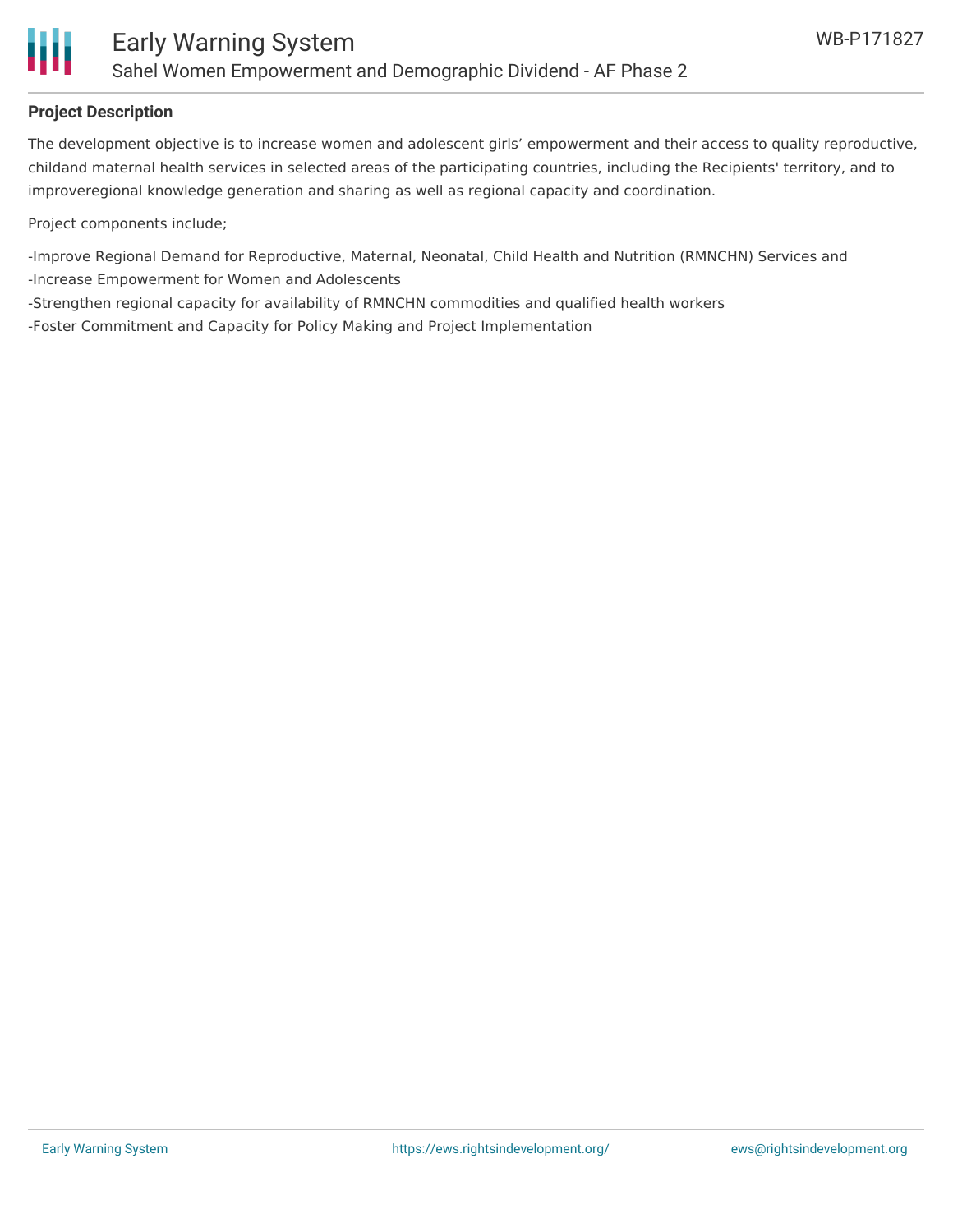**Project Description**

The development objective is to increase women and adolescent girls' empowerment and their access to quality reproductive, childand maternal health services in selected areas of the participating countries, including the Recipients' territory, and to improveregional knowledge generation and sharing as well as regional capacity and coordination.

Project components include;

-Improve Regional Demand for Reproductive, Maternal, Neonatal, Child Health and Nutrition (RMNCHN) Services and
-Increase Empowerment for Women and Adolescents
-Strengthen regional capacity for availability of RMNCHN commodities and qualified health workers
-Foster Commitment and Capacity for Policy Making and Project Implementation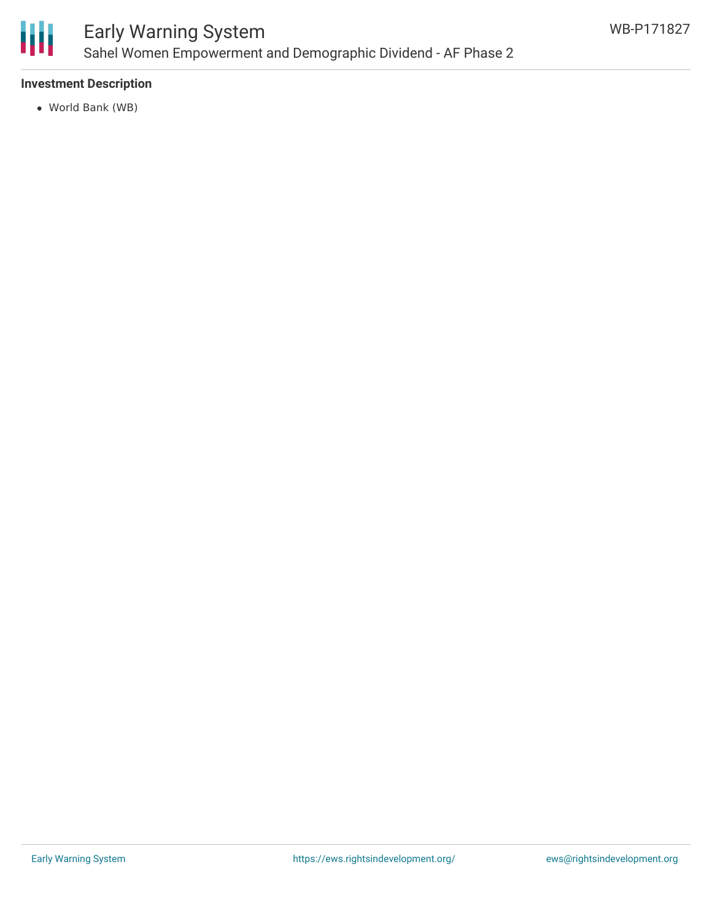### Investment Description

- World Bank (WB)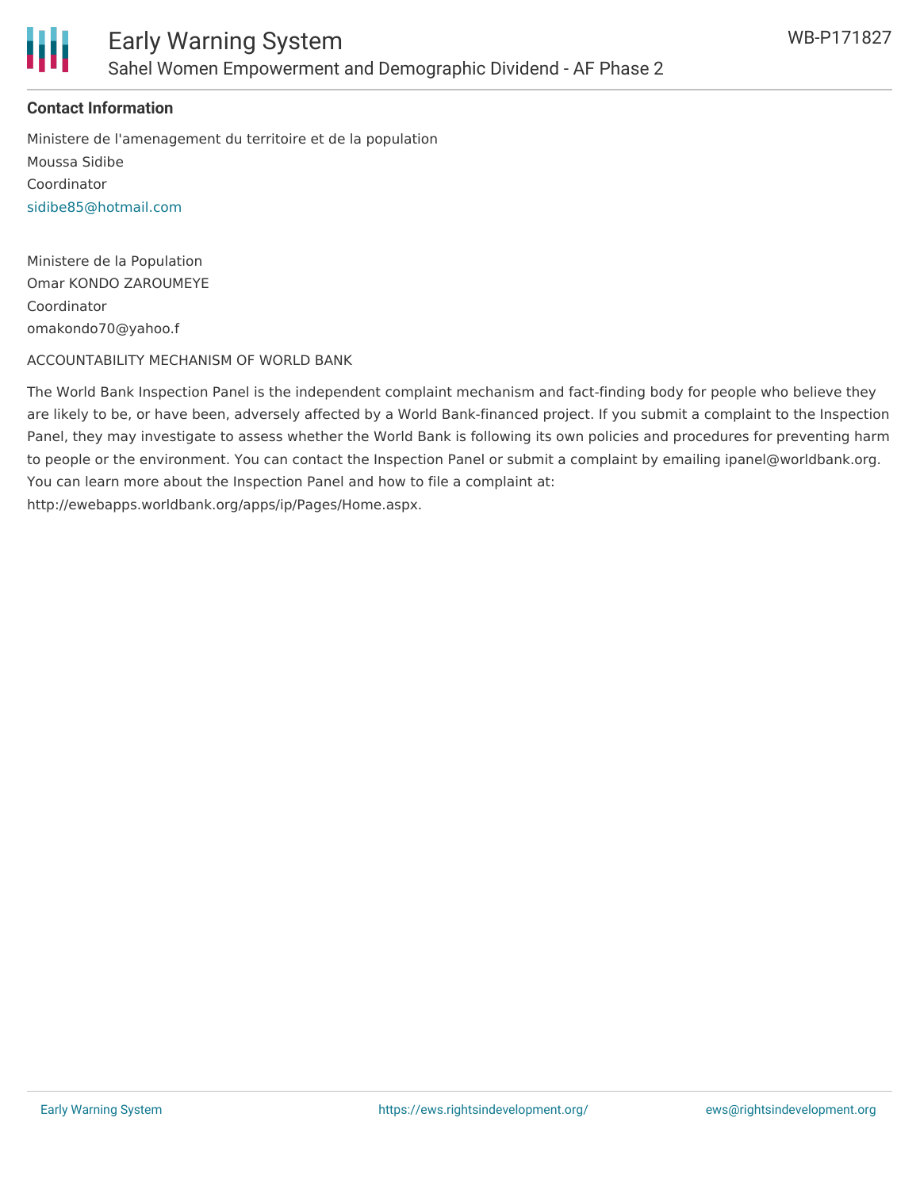**Contact Information**

Ministere de l'amenagement du territoire et de la population
Moussa Sidibe
Coordinator
sidibe85@hotmail.com

Ministere de la Population
Omar KONDO ZAROUMEYE
Coordinator
omakondo70@yahoo.f

ACCOUNTABILITY MECHANISM OF WORLD BANK

The World Bank Inspection Panel is the independent complaint mechanism and fact-finding body for people who believe they are likely to be, or have been, adversely affected by a World Bank-financed project. If you submit a complaint to the Inspection Panel, they may investigate to assess whether the World Bank is following its own policies and procedures for preventing harm to people or the environment. You can contact the Inspection Panel or submit a complaint by emailing ipanel@worldbank.org. You can learn more about the Inspection Panel and how to file a complaint at: http://ewebapps.worldbank.org/apps/ip/Pages/Home.aspx.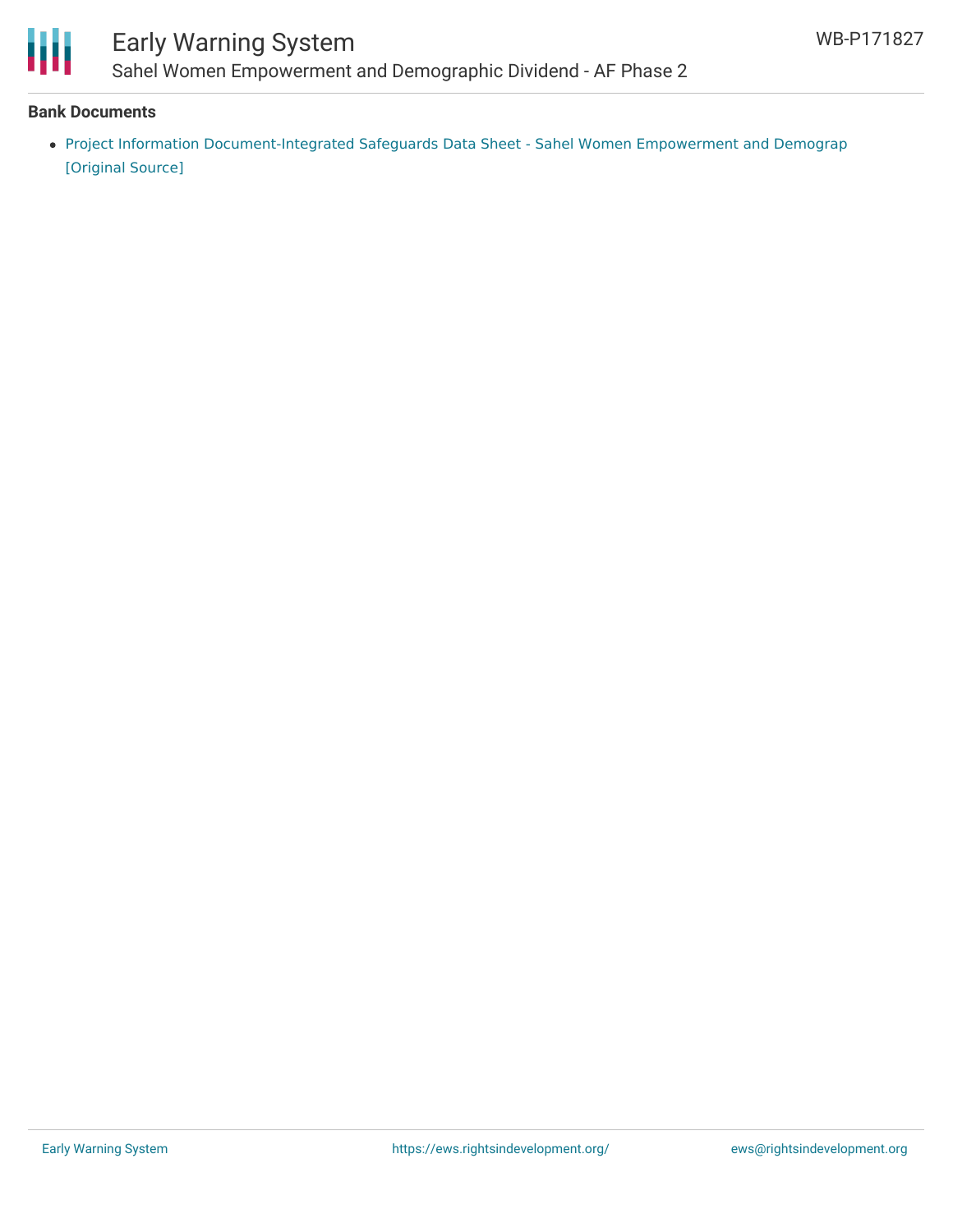**Bank Documents**

- Project Information Document-Integrated Safeguards Data Sheet - Sahel Women Empowerment and Demograp [Original Source]